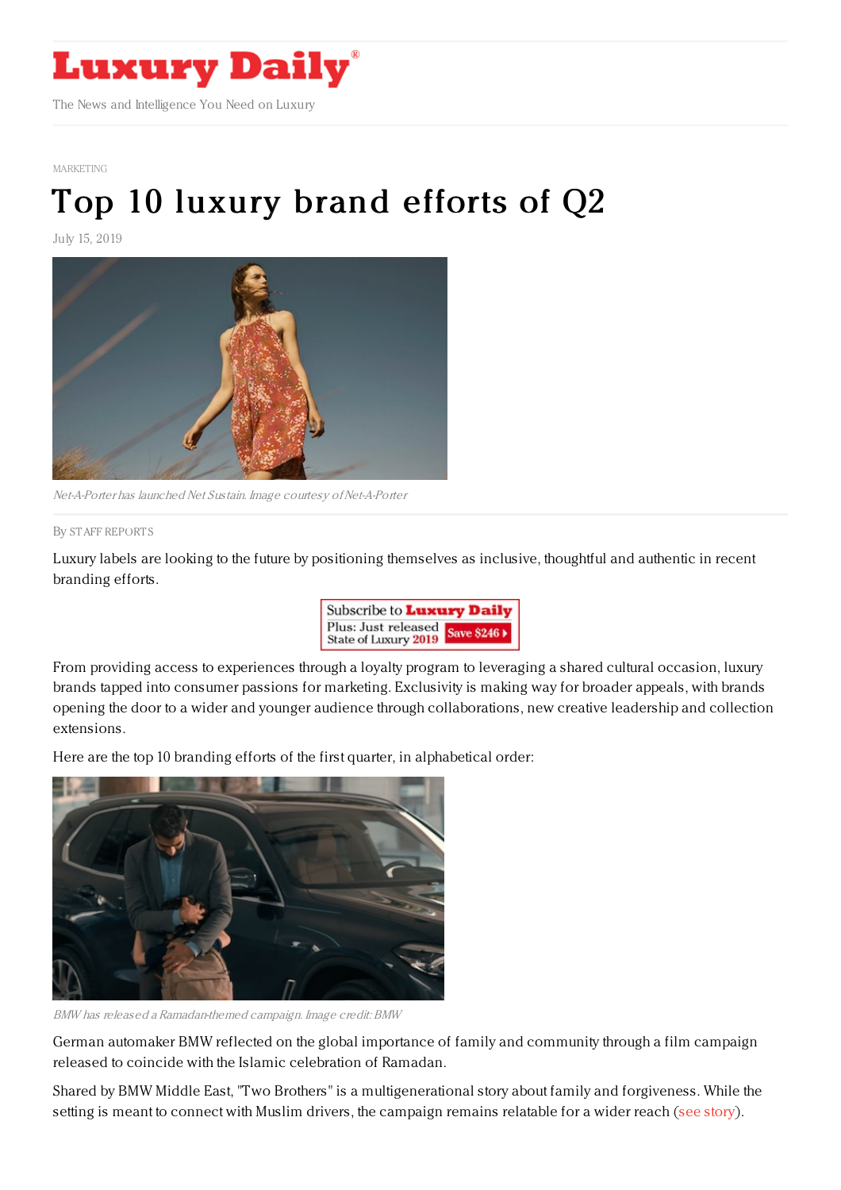MARKETING

# Top 10 luxury brand efforts of Q2

July 15, 2019

Net-A-Porter has launched Net Sustain. Image courtesy of Net-A-Porter

By STAFF REPORTS

Luxury labels are looking to the future by positioning themselves as inclusive, thoughtful and authentic in recent branding efforts.

From providing access to experiences through a loyalty program to leveraging a shared cultural occasion, luxury brands tapped into consumer passions for marketing. Exclusivity is making way for broader appeals, with brands opening the door to a wider and younger audience through collaborations, new creative leadership and collection extensions.

Here are the top 10 branding efforts of the first quarter, in alphabetical order:

BMW has released a Ramadan-themed campaign. Image credit: BMW

German automaker BMW reflected on the global importance of family and community through a film campaign released to coincide with the Islamic celebration of Ramadan.

Shared by BMW Middle East, "Two Brothers" is a multigenerational story about family and forgiveness. While the setting is meant to connect with Muslim drivers, the campaign remains relatable for a wider reach (see story).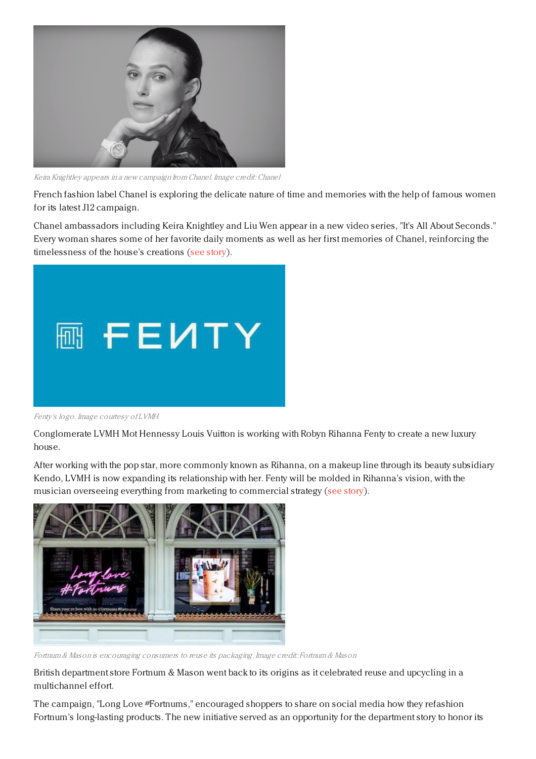Keira Knightley appears in a new campaign from Chanel. Image credit: Chanel

French fashion label Chanel is exploring the delicate nature of time and memories with the help of famous women for its latest J12 campaign.

Chanel ambassadors including Keira Knightley and Liu Wen appear in a new video series, "It's All About Seconds." Every woman shares some of her favorite daily moments as well as her first memories of Chanel, reinforcing the timelessness of the house's creations (see story).

Fenty's logo. Image courtesy of LVMH

Conglomerate LVMH Mot Hennessy Louis Vuitton is working with Robyn Rihanna Fenty to create a new luxury house.

After working with the pop star, more commonly known as Rihanna, on a makeup line through its beauty subsidiary Kendo, LVMH is now expanding its relationship with her. Fenty will be molded in Rihanna's vision, with the musician overseeing everything from marketing to commercial strategy (see story).

Fortnum & Mason is encouraging consumers to reuse its packaging. Image credit: Fortnum & Mason

British department store Fortnum & Mason went back to its origins as it celebrated reuse and upcycling in a multichannel effort.

The campaign, "Long Love #Fortnums," encouraged shoppers to share on social media how they refashion Fortnum's long-lasting products. The new initiative served as an opportunity for the department story to honor its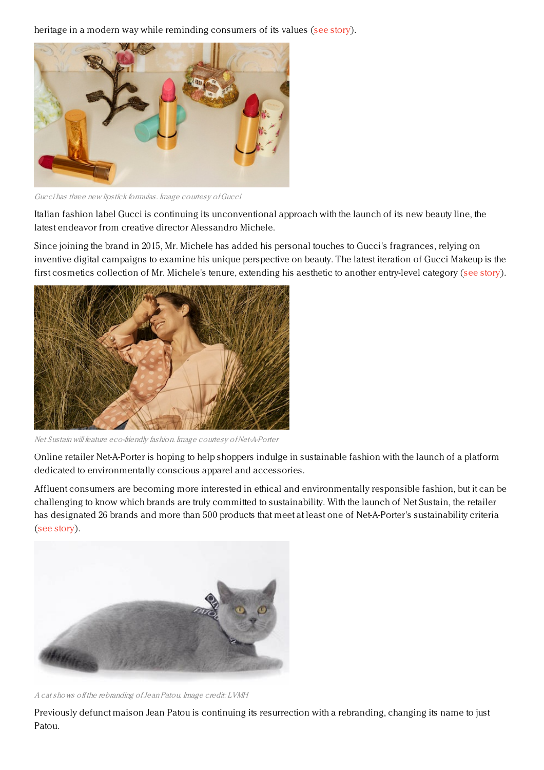heritage in a modern way while reminding consumers of its values (see story).

*Gucci has three new lipstick formulas. Image courtesy of Gucci*

Italian fashion label Gucci is continuing its unconventional approach with the launch of its new beauty line, the latest endeavor from creative director Alessandro Michele.

Since joining the brand in 2015, Mr. Michele has added his personal touches to Gucci's fragrances, relying on inventive digital campaigns to examine his unique perspective on beauty. The latest iteration of Gucci Makeup is the first cosmetics collection of Mr. Michele's tenure, extending his aesthetic to another entry-level category (see story).

*Net Sustain will feature eco-friendly fashion. Image courtesy of Net-A-Porter*

Online retailer Net-A-Porter is hoping to help shoppers indulge in sustainable fashion with the launch of a platform dedicated to environmentally conscious apparel and accessories.

Affluent consumers are becoming more interested in ethical and environmentally responsible fashion, but it can be challenging to know which brands are truly committed to sustainability. With the launch of Net Sustain, the retailer has designated 26 brands and more than 500 products that meet at least one of Net-A-Porter's sustainability criteria (see story).

*A cat shows off the rebranding of Jean Patou. Image credit: LVMH*

Previously defunct maison Jean Patou is continuing its resurrection with a rebranding, changing its name to just Patou.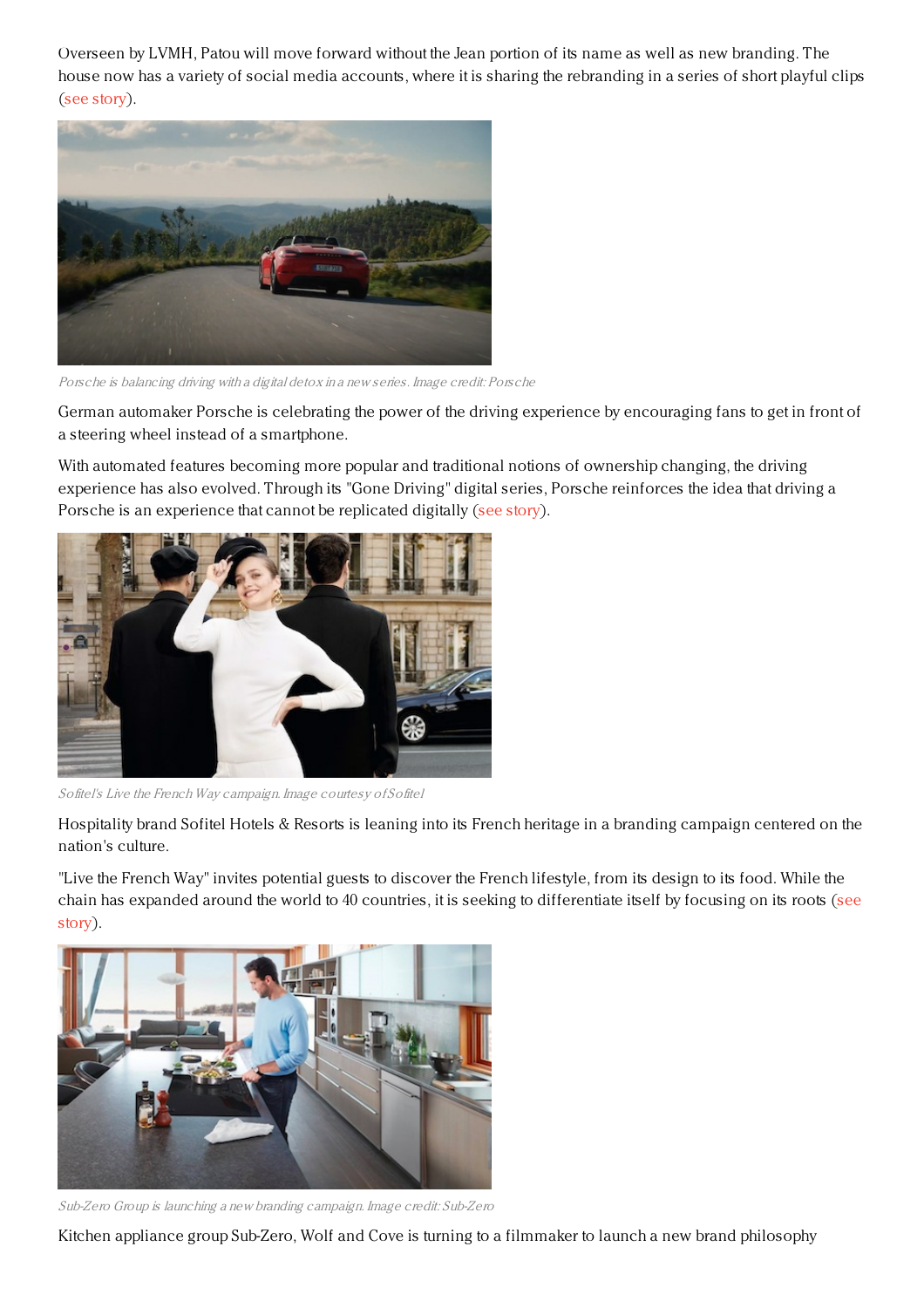Overseen by LVMH, Patou will move forward without the Jean portion of its name as well as new branding. The house now has a variety of social media accounts, where it is sharing the rebranding in a series of short playful clips (see story).

*Porsche is balancing driving with a digital detox in a new series. Image credit: Porsche*

German automaker Porsche is celebrating the power of the driving experience by encouraging fans to get in front of a steering wheel instead of a smartphone.

With automated features becoming more popular and traditional notions of ownership changing, the driving experience has also evolved. Through its "Gone Driving" digital series, Porsche reinforces the idea that driving a Porsche is an experience that cannot be replicated digitally (see story).

*Sofitel's Live the French Way campaign. Image courtesy of Sofitel*

Hospitality brand Sofitel Hotels & Resorts is leaning into its French heritage in a branding campaign centered on the nation's culture.

"Live the French Way" invites potential guests to discover the French lifestyle, from its design to its food. While the chain has expanded around the world to 40 countries, it is seeking to differentiate itself by focusing on its roots (see story).

*Sub-Zero Group is launching a new branding campaign. Image credit: Sub-Zero*

Kitchen appliance group Sub-Zero, Wolf and Cove is turning to a filmmaker to launch a new brand philosophy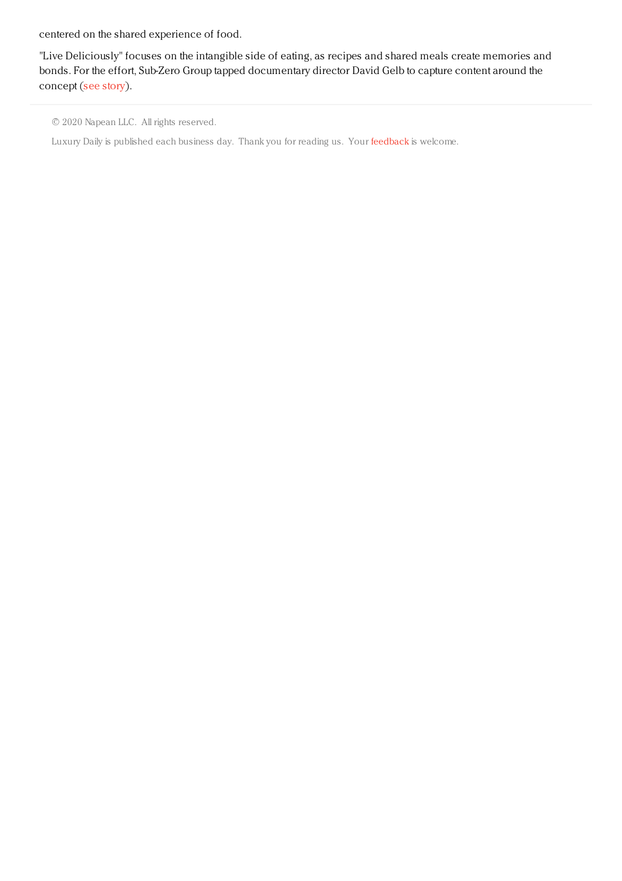centered on the shared experience of food.

"Live Deliciously" focuses on the intangible side of eating, as recipes and shared meals create memories and bonds. For the effort, Sub-Zero Group tapped documentary director David Gelb to capture content around the concept (see story).

---

© 2020 Napean LLC. All rights reserved.

Luxury Daily is published each business day. Thank you for reading us. Your feedback is welcome.